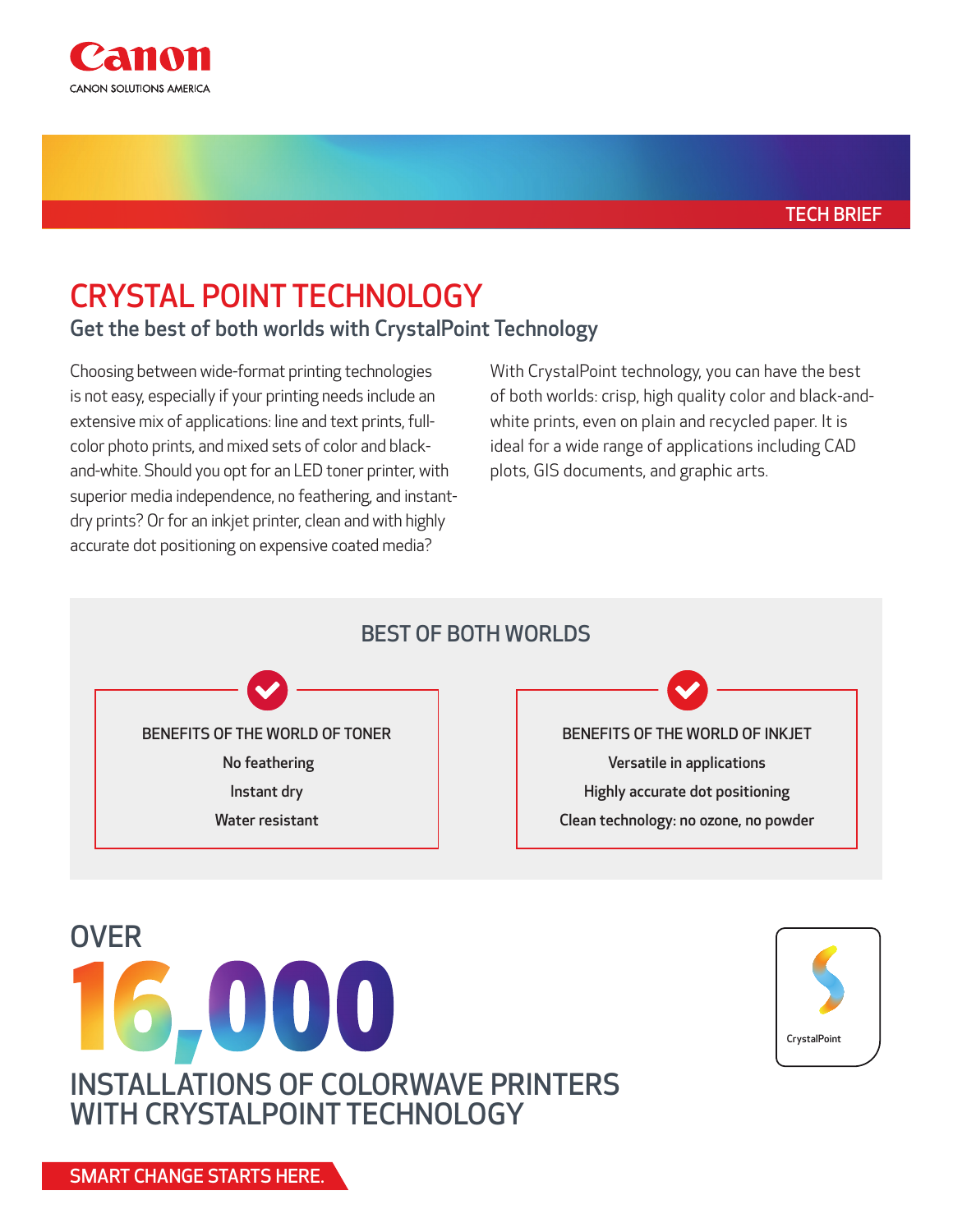Canon

CANON SOLUTIONS AMERICA

TECH BRIEF

# CRYSTAL POINT TECHNOLOGY

## Get the best of both worlds with CrystalPoint Technology

Choosing between wide-format printing technologies is not easy, especially if your printing needs include an extensive mix of applications: line and text prints, full-color photo prints, and mixed sets of color and black-and-white. Should you opt for an LED toner printer, with superior media independence, no feathering, and instant-dry prints? Or for an inkjet printer, clean and with highly accurate dot positioning on expensive coated media?

With CrystalPoint technology, you can have the best of both worlds: crisp, high quality color and black-and-white prints, even on plain and recycled paper. It is ideal for a wide range of applications including CAD plots, GIS documents, and graphic arts.

### BEST OF BOTH WORLDS

**BENEFITS OF THE WORLD OF TONER**

- No feathering
- Instant dry
- Water resistant

**BENEFITS OF THE WORLD OF INKJET**

- Versatile in applications
- Highly accurate dot positioning
- Clean technology: no ozone, no powder

OVER

# 16,000

INSTALLATIONS OF COLORWAVE PRINTERS WITH CRYSTALPOINT TECHNOLOGY

CrystalPoint

SMART CHANGE STARTS HERE.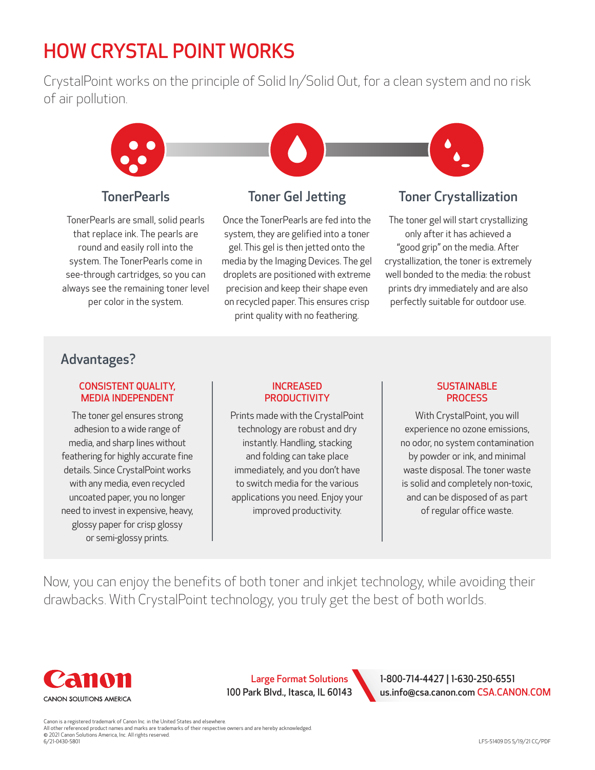# HOW CRYSTAL POINT WORKS

CrystalPoint works on the principle of Solid In/Solid Out, for a clean system and no risk of air pollution.

### TonerPearls

TonerPearls are small, solid pearls that replace ink. The pearls are round and easily roll into the system. The TonerPearls come in see-through cartridges, so you can always see the remaining toner level per color in the system.

### Toner Gel Jetting

Once the TonerPearls are fed into the system, they are gelified into a toner gel. This gel is then jetted onto the media by the Imaging Devices. The gel droplets are positioned with extreme precision and keep their shape even on recycled paper. This ensures crisp print quality with no feathering.

### Toner Crystallization

The toner gel will start crystallizing only after it has achieved a "good grip" on the media. After crystallization, the toner is extremely well bonded to the media: the robust prints dry immediately and are also perfectly suitable for outdoor use.

## Advantages?

### CONSISTENT QUALITY, MEDIA INDEPENDENT

The toner gel ensures strong adhesion to a wide range of media, and sharp lines without feathering for highly accurate fine details. Since CrystalPoint works with any media, even recycled uncoated paper, you no longer need to invest in expensive, heavy, glossy paper for crisp glossy or semi-glossy prints.

### INCREASED PRODUCTIVITY

Prints made with the CrystalPoint technology are robust and dry instantly. Handling, stacking and folding can take place immediately, and you don't have to switch media for the various applications you need. Enjoy your improved productivity.

### SUSTAINABLE PROCESS

With CrystalPoint, you will experience no ozone emissions, no odor, no system contamination by powder or ink, and minimal waste disposal. The toner waste is solid and completely non-toxic, and can be disposed of as part of regular office waste.

Now, you can enjoy the benefits of both toner and inkjet technology, while avoiding their drawbacks. With CrystalPoint technology, you truly get the best of both worlds.

Canon
CANON SOLUTIONS AMERICA

Large Format Solutions
100 Park Blvd., Itasca, IL 60143

1-800-714-4427 | 1-630-250-6551
us.info@csa.canon.com CSA.CANON.COM

Canon is a registered trademark of Canon Inc. in the United States and elsewhere.
All other referenced product names and marks are trademarks of their respective owners and are hereby acknowledged.
© 2021 Canon Solutions America, Inc. All rights reserved.
6/21-0430-5801

LFS-51409 DS 5/19/21 CC/PDF